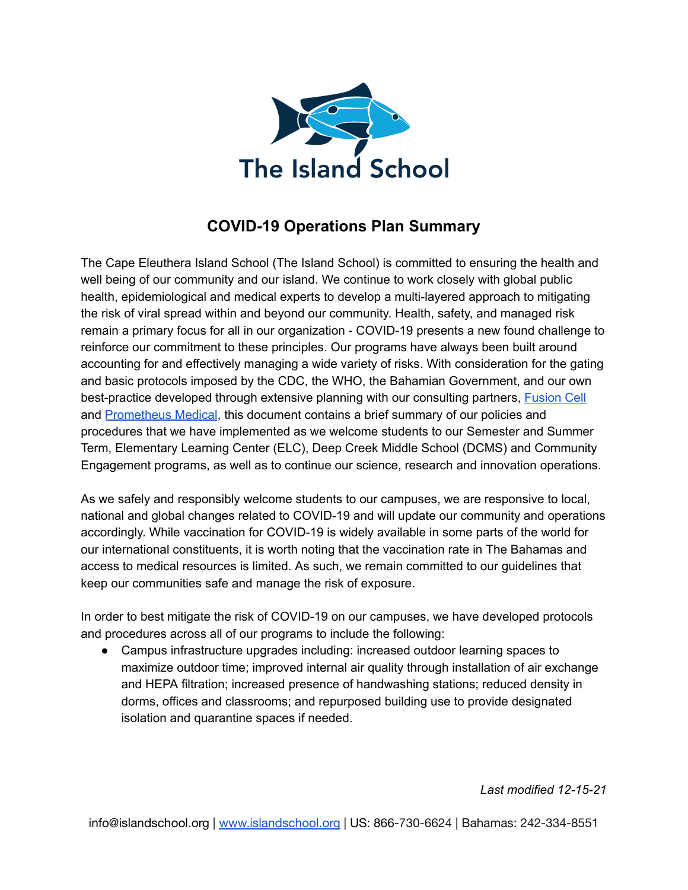The Island School

# COVID-19 Operations Plan Summary

The Cape Eleuthera Island School (The Island School) is committed to ensuring the health and well being of our community and our island. We continue to work closely with global public health, epidemiological and medical experts to develop a multi-layered approach to mitigating the risk of viral spread within and beyond our community. Health, safety, and managed risk remain a primary focus for all in our organization - COVID-19 presents a new found challenge to reinforce our commitment to these principles. Our programs have always been built around accounting for and effectively managing a wide variety of risks. With consideration for the gating and basic protocols imposed by the CDC, the WHO, the Bahamian Government, and our own best-practice developed through extensive planning with our consulting partners, Fusion Cell and Prometheus Medical, this document contains a brief summary of our policies and procedures that we have implemented as we welcome students to our Semester and Summer Term, Elementary Learning Center (ELC), Deep Creek Middle School (DCMS) and Community Engagement programs, as well as to continue our science, research and innovation operations.

As we safely and responsibly welcome students to our campuses, we are responsive to local, national and global changes related to COVID-19 and will update our community and operations accordingly. While vaccination for COVID-19 is widely available in some parts of the world for our international constituents, it is worth noting that the vaccination rate in The Bahamas and access to medical resources is limited. As such, we remain committed to our guidelines that keep our communities safe and manage the risk of exposure.

In order to best mitigate the risk of COVID-19 on our campuses, we have developed protocols and procedures across all of our programs to include the following:

- Campus infrastructure upgrades including: increased outdoor learning spaces to maximize outdoor time; improved internal air quality through installation of air exchange and HEPA filtration; increased presence of handwashing stations; reduced density in dorms, offices and classrooms; and repurposed building use to provide designated isolation and quarantine spaces if needed.

*Last modified 12-15-21*

info@islandschool.org | www.islandschool.org | US: 866-730-6624 | Bahamas: 242-334-8551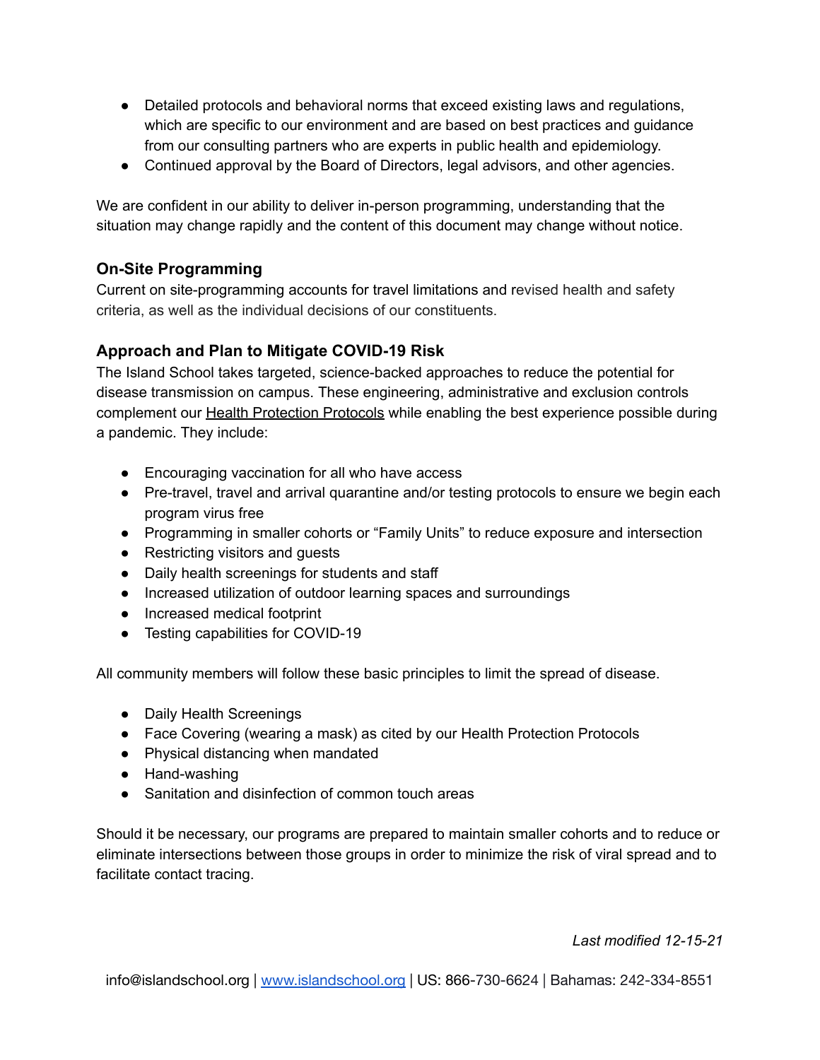- Detailed protocols and behavioral norms that exceed existing laws and regulations, which are specific to our environment and are based on best practices and guidance from our consulting partners who are experts in public health and epidemiology.
- Continued approval by the Board of Directors, legal advisors, and other agencies.

We are confident in our ability to deliver in-person programming, understanding that the situation may change rapidly and the content of this document may change without notice.

### On-Site Programming

Current on site-programming accounts for travel limitations and revised health and safety criteria, as well as the individual decisions of our constituents.

### Approach and Plan to Mitigate COVID-19 Risk

The Island School takes targeted, science-backed approaches to reduce the potential for disease transmission on campus. These engineering, administrative and exclusion controls complement our Health Protection Protocols while enabling the best experience possible during a pandemic. They include:

- Encouraging vaccination for all who have access
- Pre-travel, travel and arrival quarantine and/or testing protocols to ensure we begin each program virus free
- Programming in smaller cohorts or "Family Units" to reduce exposure and intersection
- Restricting visitors and guests
- Daily health screenings for students and staff
- Increased utilization of outdoor learning spaces and surroundings
- Increased medical footprint
- Testing capabilities for COVID-19

All community members will follow these basic principles to limit the spread of disease.

- Daily Health Screenings
- Face Covering (wearing a mask) as cited by our Health Protection Protocols
- Physical distancing when mandated
- Hand-washing
- Sanitation and disinfection of common touch areas

Should it be necessary, our programs are prepared to maintain smaller cohorts and to reduce or eliminate intersections between those groups in order to minimize the risk of viral spread and to facilitate contact tracing.

*Last modified 12-15-21*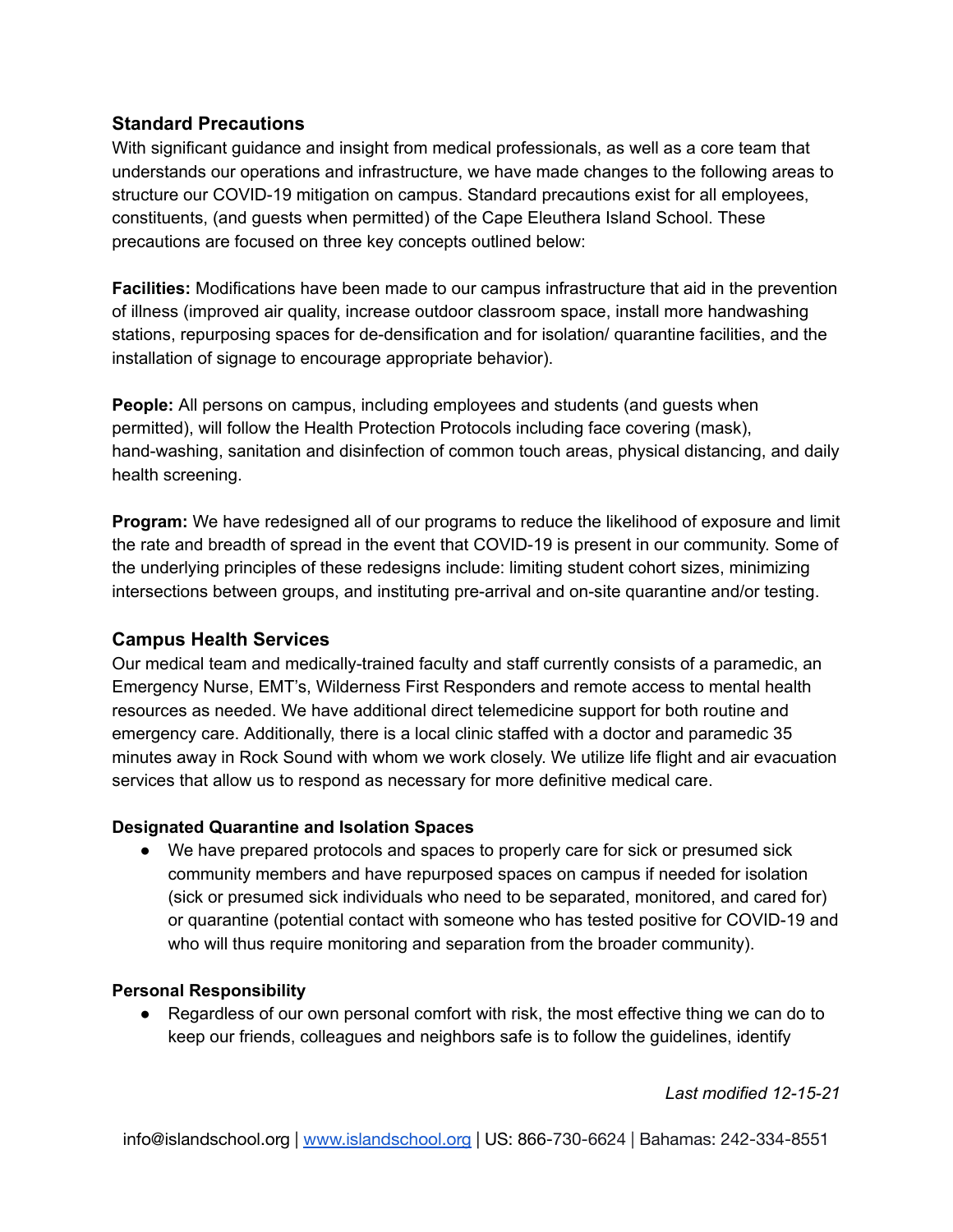## Standard Precautions

With significant guidance and insight from medical professionals, as well as a core team that understands our operations and infrastructure, we have made changes to the following areas to structure our COVID-19 mitigation on campus. Standard precautions exist for all employees, constituents, (and guests when permitted) of the Cape Eleuthera Island School. These precautions are focused on three key concepts outlined below:

**Facilities:** Modifications have been made to our campus infrastructure that aid in the prevention of illness (improved air quality, increase outdoor classroom space, install more handwashing stations, repurposing spaces for de-densification and for isolation/ quarantine facilities, and the installation of signage to encourage appropriate behavior).

**People:** All persons on campus, including employees and students (and guests when permitted), will follow the Health Protection Protocols including face covering (mask), hand-washing, sanitation and disinfection of common touch areas, physical distancing, and daily health screening.

**Program:** We have redesigned all of our programs to reduce the likelihood of exposure and limit the rate and breadth of spread in the event that COVID-19 is present in our community. Some of the underlying principles of these redesigns include: limiting student cohort sizes, minimizing intersections between groups, and instituting pre-arrival and on-site quarantine and/or testing.

## Campus Health Services

Our medical team and medically-trained faculty and staff currently consists of a paramedic, an Emergency Nurse, EMT's, Wilderness First Responders and remote access to mental health resources as needed. We have additional direct telemedicine support for both routine and emergency care. Additionally, there is a local clinic staffed with a doctor and paramedic 35 minutes away in Rock Sound with whom we work closely. We utilize life flight and air evacuation services that allow us to respond as necessary for more definitive medical care.

### Designated Quarantine and Isolation Spaces

- We have prepared protocols and spaces to properly care for sick or presumed sick community members and have repurposed spaces on campus if needed for isolation (sick or presumed sick individuals who need to be separated, monitored, and cared for) or quarantine (potential contact with someone who has tested positive for COVID-19 and who will thus require monitoring and separation from the broader community).

### Personal Responsibility

- Regardless of our own personal comfort with risk, the most effective thing we can do to keep our friends, colleagues and neighbors safe is to follow the guidelines, identify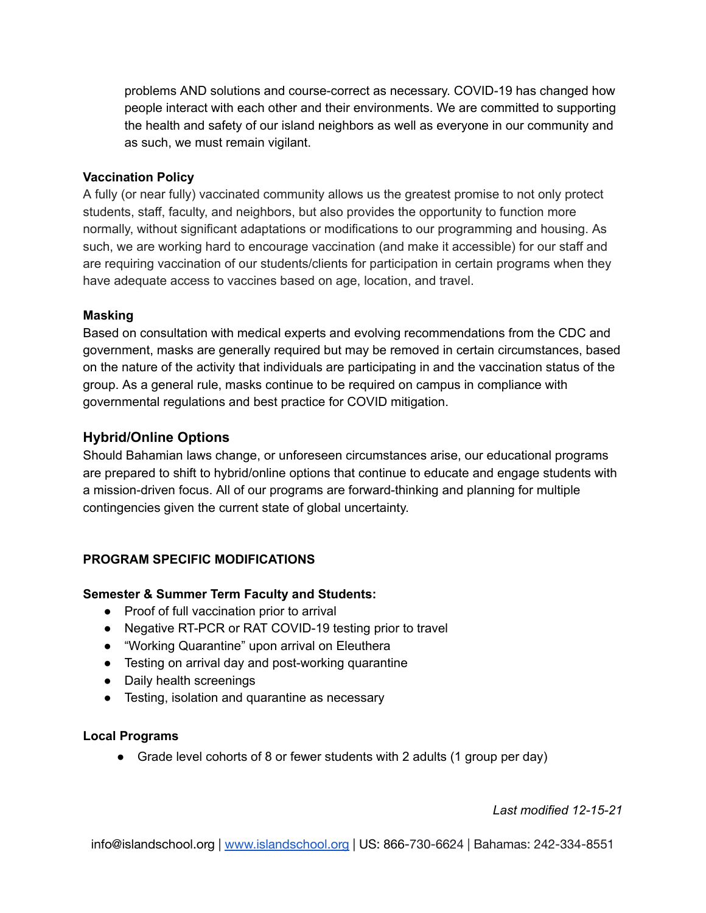problems AND solutions and course-correct as necessary. COVID-19 has changed how people interact with each other and their environments. We are committed to supporting the health and safety of our island neighbors as well as everyone in our community and as such, we must remain vigilant.

**Vaccination Policy**

A fully (or near fully) vaccinated community allows us the greatest promise to not only protect students, staff, faculty, and neighbors, but also provides the opportunity to function more normally, without significant adaptations or modifications to our programming and housing. As such, we are working hard to encourage vaccination (and make it accessible) for our staff and are requiring vaccination of our students/clients for participation in certain programs when they have adequate access to vaccines based on age, location, and travel.

**Masking**

Based on consultation with medical experts and evolving recommendations from the CDC and government, masks are generally required but may be removed in certain circumstances, based on the nature of the activity that individuals are participating in and the vaccination status of the group. As a general rule, masks continue to be required on campus in compliance with governmental regulations and best practice for COVID mitigation.

## Hybrid/Online Options

Should Bahamian laws change, or unforeseen circumstances arise, our educational programs are prepared to shift to hybrid/online options that continue to educate and engage students with a mission-driven focus. All of our programs are forward-thinking and planning for multiple contingencies given the current state of global uncertainty.

**PROGRAM SPECIFIC MODIFICATIONS**

**Semester & Summer Term Faculty and Students:**

- Proof of full vaccination prior to arrival
- Negative RT-PCR or RAT COVID-19 testing prior to travel
- "Working Quarantine" upon arrival on Eleuthera
- Testing on arrival day and post-working quarantine
- Daily health screenings
- Testing, isolation and quarantine as necessary

**Local Programs**

- Grade level cohorts of 8 or fewer students with 2 adults (1 group per day)

*Last modified 12-15-21*

info@islandschool.org | www.islandschool.org | US: 866-730-6624 | Bahamas: 242-334-8551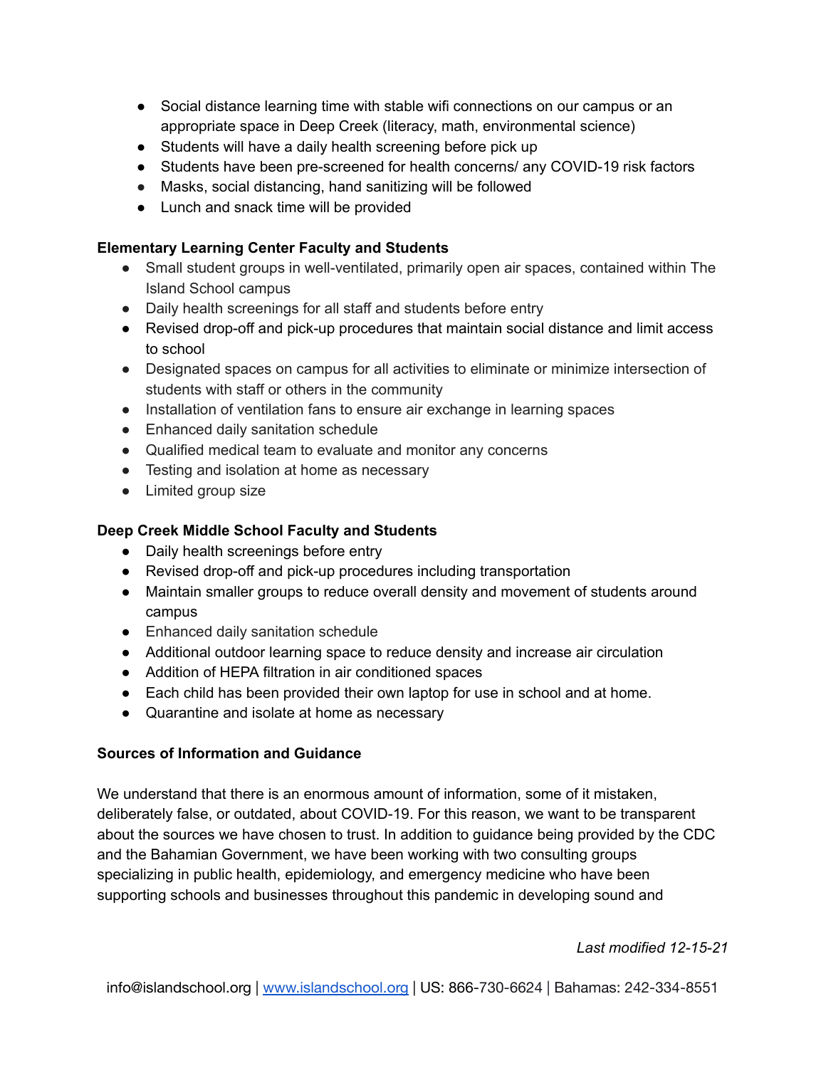- Social distance learning time with stable wifi connections on our campus or an appropriate space in Deep Creek (literacy, math, environmental science)
- Students will have a daily health screening before pick up
- Students have been pre-screened for health concerns/ any COVID-19 risk factors
- Masks, social distancing, hand sanitizing will be followed
- Lunch and snack time will be provided

**Elementary Learning Center Faculty and Students**

- Small student groups in well-ventilated, primarily open air spaces, contained within The Island School campus
- Daily health screenings for all staff and students before entry
- Revised drop-off and pick-up procedures that maintain social distance and limit access to school
- Designated spaces on campus for all activities to eliminate or minimize intersection of students with staff or others in the community
- Installation of ventilation fans to ensure air exchange in learning spaces
- Enhanced daily sanitation schedule
- Qualified medical team to evaluate and monitor any concerns
- Testing and isolation at home as necessary
- Limited group size

**Deep Creek Middle School Faculty and Students**

- Daily health screenings before entry
- Revised drop-off and pick-up procedures including transportation
- Maintain smaller groups to reduce overall density and movement of students around campus
- Enhanced daily sanitation schedule
- Additional outdoor learning space to reduce density and increase air circulation
- Addition of HEPA filtration in air conditioned spaces
- Each child has been provided their own laptop for use in school and at home.
- Quarantine and isolate at home as necessary

**Sources of Information and Guidance**

We understand that there is an enormous amount of information, some of it mistaken, deliberately false, or outdated, about COVID-19. For this reason, we want to be transparent about the sources we have chosen to trust. In addition to guidance being provided by the CDC and the Bahamian Government, we have been working with two consulting groups specializing in public health, epidemiology, and emergency medicine who have been supporting schools and businesses throughout this pandemic in developing sound and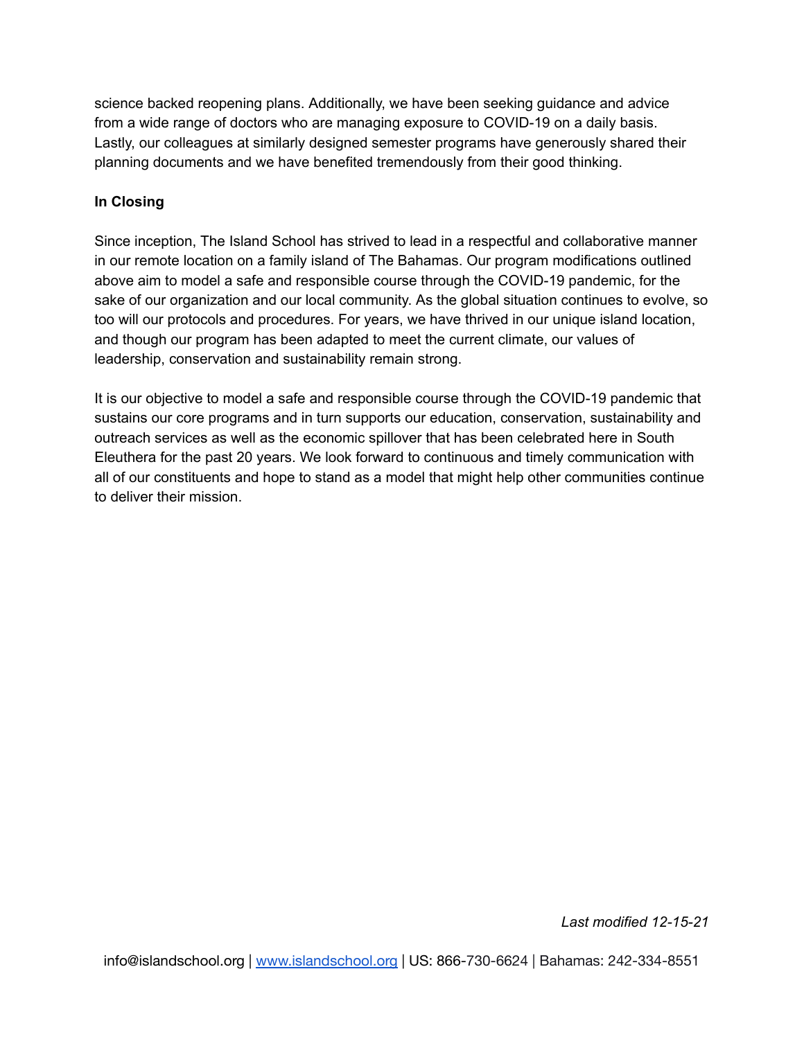science backed reopening plans. Additionally, we have been seeking guidance and advice from a wide range of doctors who are managing exposure to COVID-19 on a daily basis. Lastly, our colleagues at similarly designed semester programs have generously shared their planning documents and we have benefited tremendously from their good thinking.

**In Closing**

Since inception, The Island School has strived to lead in a respectful and collaborative manner in our remote location on a family island of The Bahamas. Our program modifications outlined above aim to model a safe and responsible course through the COVID-19 pandemic, for the sake of our organization and our local community. As the global situation continues to evolve, so too will our protocols and procedures. For years, we have thrived in our unique island location, and though our program has been adapted to meet the current climate, our values of leadership, conservation and sustainability remain strong.

It is our objective to model a safe and responsible course through the COVID-19 pandemic that sustains our core programs and in turn supports our education, conservation, sustainability and outreach services as well as the economic spillover that has been celebrated here in South Eleuthera for the past 20 years. We look forward to continuous and timely communication with all of our constituents and hope to stand as a model that might help other communities continue to deliver their mission.

*Last modified 12-15-21*